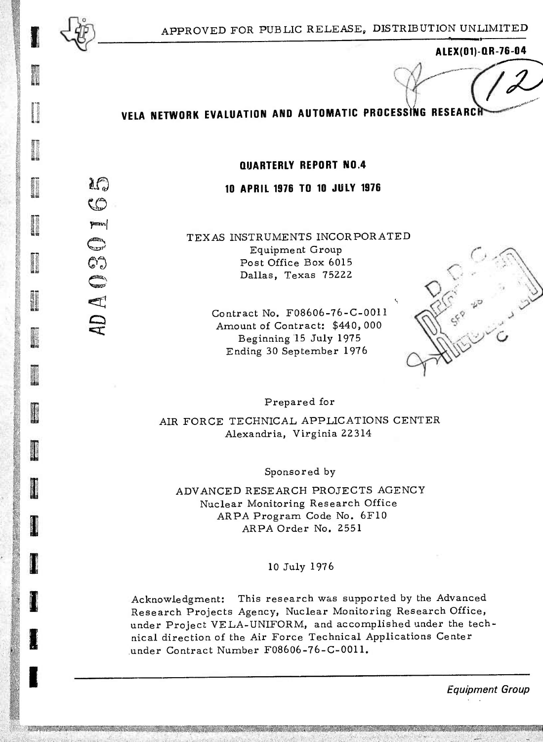APPROVED FOR PUBLIC RELEASE, DISTRIBUTION UNLIMITED

ALEX(01)-QR-76-04

ADA030165

# VELA NETWORK EVALUATION AND AUTOMATIC PROCESSING RESEARCH

## QUARTERLY REPORT NO.4

## 10 APRIL 1976 TO 10 JULY 1976

TEXAS INSTRUMENTS INCORPORATED
Equipment Group
Post Office Box 6015
Dallas, Texas 75222

Contract No. F08606-76-C-0011
Amount of Contract: $440,000
Beginning 15 July 1975
Ending 30 September 1976

Prepared for

AIR FORCE TECHNICAL APPLICATIONS CENTER
Alexandria, Virginia 22314

Sponsored by

ADVANCED RESEARCH PROJECTS AGENCY
Nuclear Monitoring Research Office
ARPA Program Code No. 6F10
ARPA Order No. 2551

10 July 1976

Acknowledgment: This research was supported by the Advanced Research Projects Agency, Nuclear Monitoring Research Office, under Project VELA-UNIFORM, and accomplished under the technical direction of the Air Force Technical Applications Center under Contract Number F08606-76-C-0011.

*Equipment Group*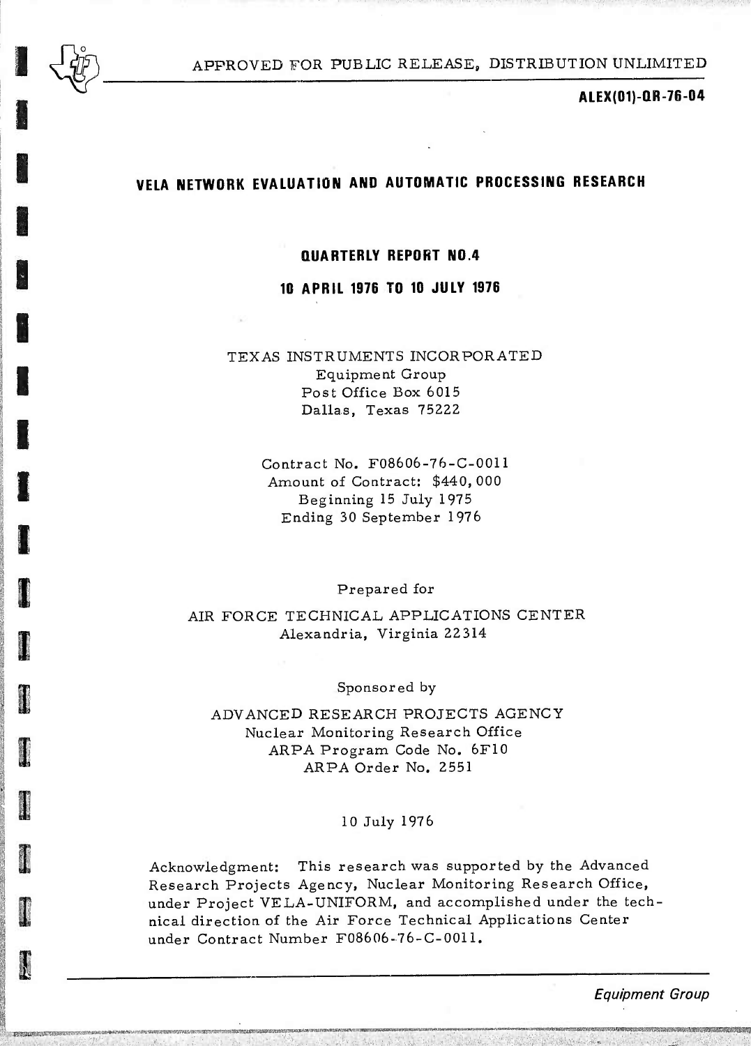APPROVED FOR PUBLIC RELEASE, DISTRIBUTION UNLIMITED

**ALEX(01)-QR-76-04**

# VELA NETWORK EVALUATION AND AUTOMATIC PROCESSING RESEARCH

## QUARTERLY REPORT NO.4

## 10 APRIL 1976 TO 10 JULY 1976

TEXAS INSTRUMENTS INCORPORATED
Equipment Group
Post Office Box 6015
Dallas, Texas 75222

Contract No. F08606-76-C-0011
Amount of Contract: $440,000
Beginning 15 July 1975
Ending 30 September 1976

Prepared for

AIR FORCE TECHNICAL APPLICATIONS CENTER
Alexandria, Virginia 22314

Sponsored by

ADVANCED RESEARCH PROJECTS AGENCY
Nuclear Monitoring Research Office
ARPA Program Code No. 6F10
ARPA Order No. 2551

10 July 1976

Acknowledgment: This research was supported by the Advanced Research Projects Agency, Nuclear Monitoring Research Office, under Project VELA-UNIFORM, and accomplished under the technical direction of the Air Force Technical Applications Center under Contract Number F08606-76-C-0011.

*Equipment Group*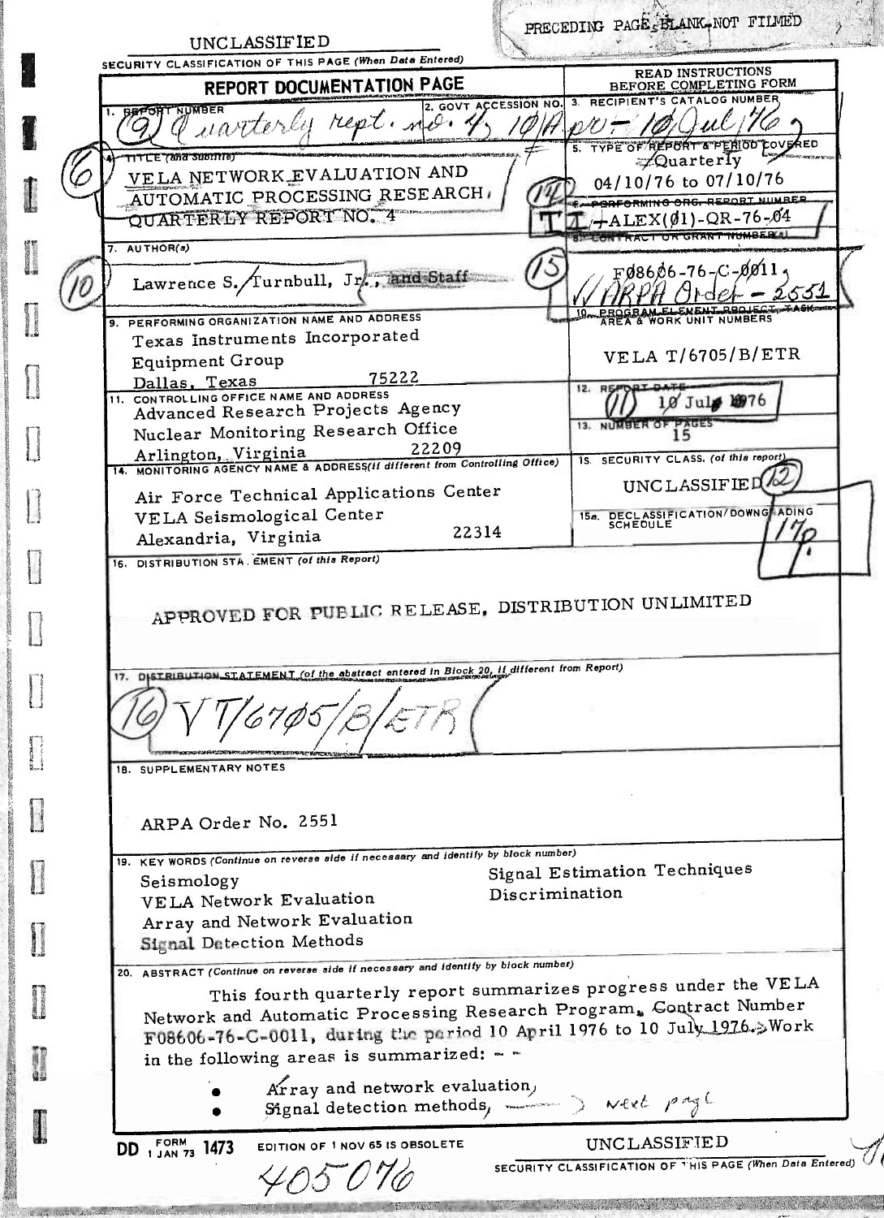PRECEDING PAGE BLANK-NOT FILMED

UNCLASSIFIED

SECURITY CLASSIFICATION OF THIS PAGE (When Data Entered)

# REPORT DOCUMENTATION PAGE

READ INSTRUCTIONS BEFORE COMPLETING FORM

| Field | Content |
|---|---|
| 1. REPORT NUMBER | Quarterly rept. no. 4, 10 Apr - 10 Jul 76 |
| 2. GOVT ACCESSION NO. | |
| 3. RECIPIENT'S CATALOG NUMBER | |
| 4. TITLE (and Subtitle) | VELA NETWORK EVALUATION AND AUTOMATIC PROCESSING RESEARCH. QUARTERLY REPORT NO. 4 |
| 5. TYPE OF REPORT & PERIOD COVERED | Quarterly 04/10/76 to 07/10/76 |
| 6. PERFORMING ORG. REPORT NUMBER | TI-ALEX(Ø1)-QR-76-Ø4 |
| 7. AUTHOR(s) | Lawrence S. Turnbull, Jr. ~~and Staff~~ |
| 8. CONTRACT OR GRANT NUMBER(s) | FØ86Ø6-76-C-ØØ11, ARPA Order - 2551 |
| 9. PERFORMING ORGANIZATION NAME AND ADDRESS | Texas Instruments Incorporated, Equipment Group, Dallas, Texas 75222 |
| 10. PROGRAM ELEMENT, PROJECT, TASK AREA & WORK UNIT NUMBERS | VELA T/6705/B/ETR |
| 11. CONTROLLING OFFICE NAME AND ADDRESS | Advanced Research Projects Agency, Nuclear Monitoring Research Office, Arlington, Virginia 22209 |
| 12. REPORT DATE | 1Ø Jul 1976 |
| 13. NUMBER OF PAGES | 15 |
| 14. MONITORING AGENCY NAME & ADDRESS (if different from Controlling Office) | Air Force Technical Applications Center, VELA Seismological Center, Alexandria, Virginia 22314 |
| 15. SECURITY CLASS. (of this report) | UNCLASSIFIED |
| 15a. DECLASSIFICATION/DOWNGRADING SCHEDULE | 17p. |

16. DISTRIBUTION STATEMENT (of this Report)

APPROVED FOR PUBLIC RELEASE, DISTRIBUTION UNLIMITED

17. DISTRIBUTION STATEMENT (of the abstract entered in Block 20, if different from Report)

VT/67Ø5/B/ETR

18. SUPPLEMENTARY NOTES

ARPA Order No. 2551

19. KEY WORDS (Continue on reverse side if necessary and identify by block number)

- Seismology
- VELA Network Evaluation
- Array and Network Evaluation
- Signal Detection Methods
- Signal Estimation Techniques
- Discrimination

20. ABSTRACT (Continue on reverse side if necessary and identify by block number)

This fourth quarterly report summarizes progress under the VELA Network and Automatic Processing Research Program, Contract Number F08606-76-C-0011, during the period 10 April 1976 to 10 July 1976. Work in the following areas is summarized:

- Array and network evaluation,
- Signal detection methods, → next page

DD FORM 1473 (1 JAN 73) EDITION OF 1 NOV 65 IS OBSOLETE

405076

UNCLASSIFIED

SECURITY CLASSIFICATION OF THIS PAGE (When Data Entered)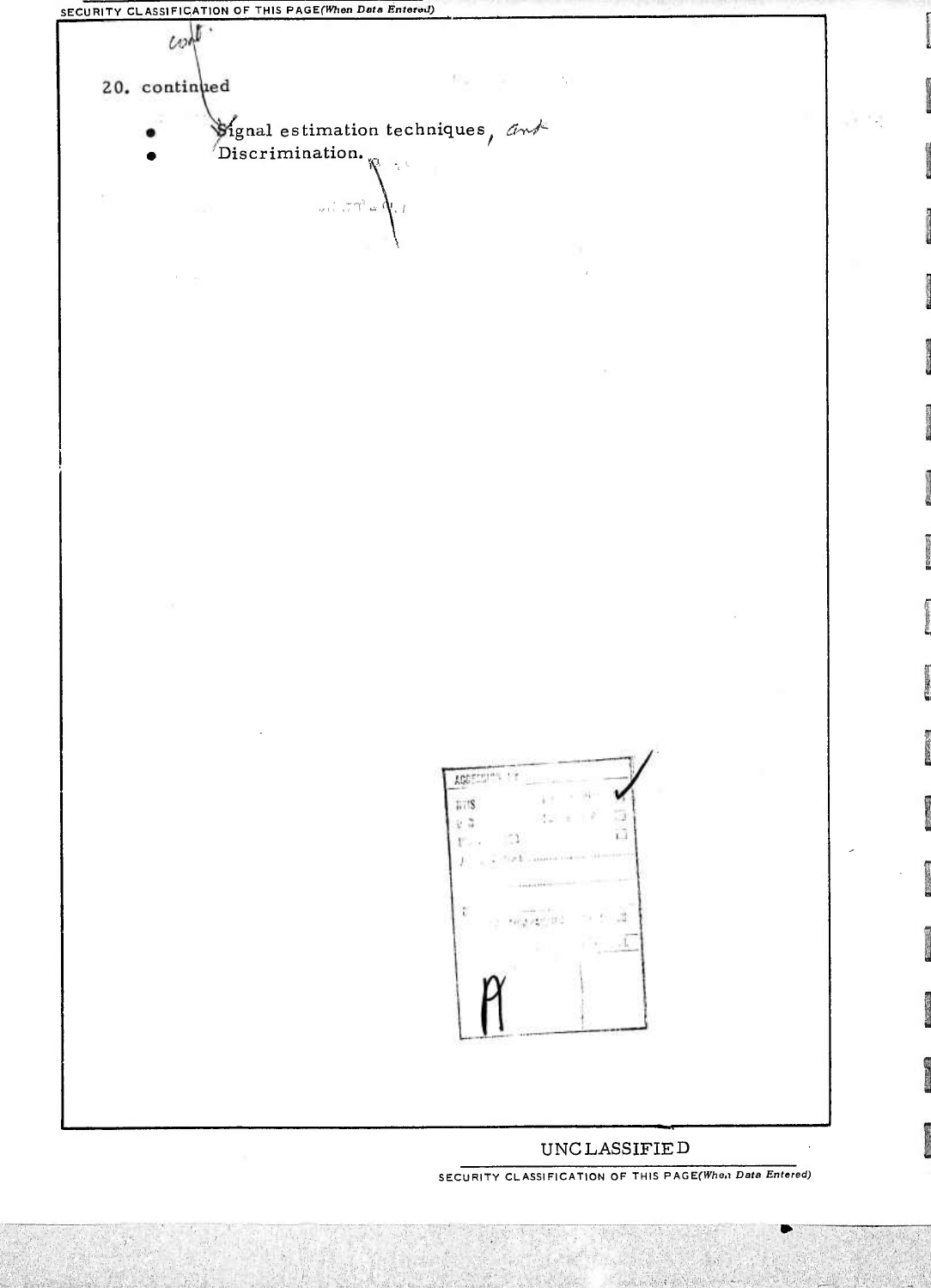20. continued

- Signal estimation techniques, and
- Discrimination.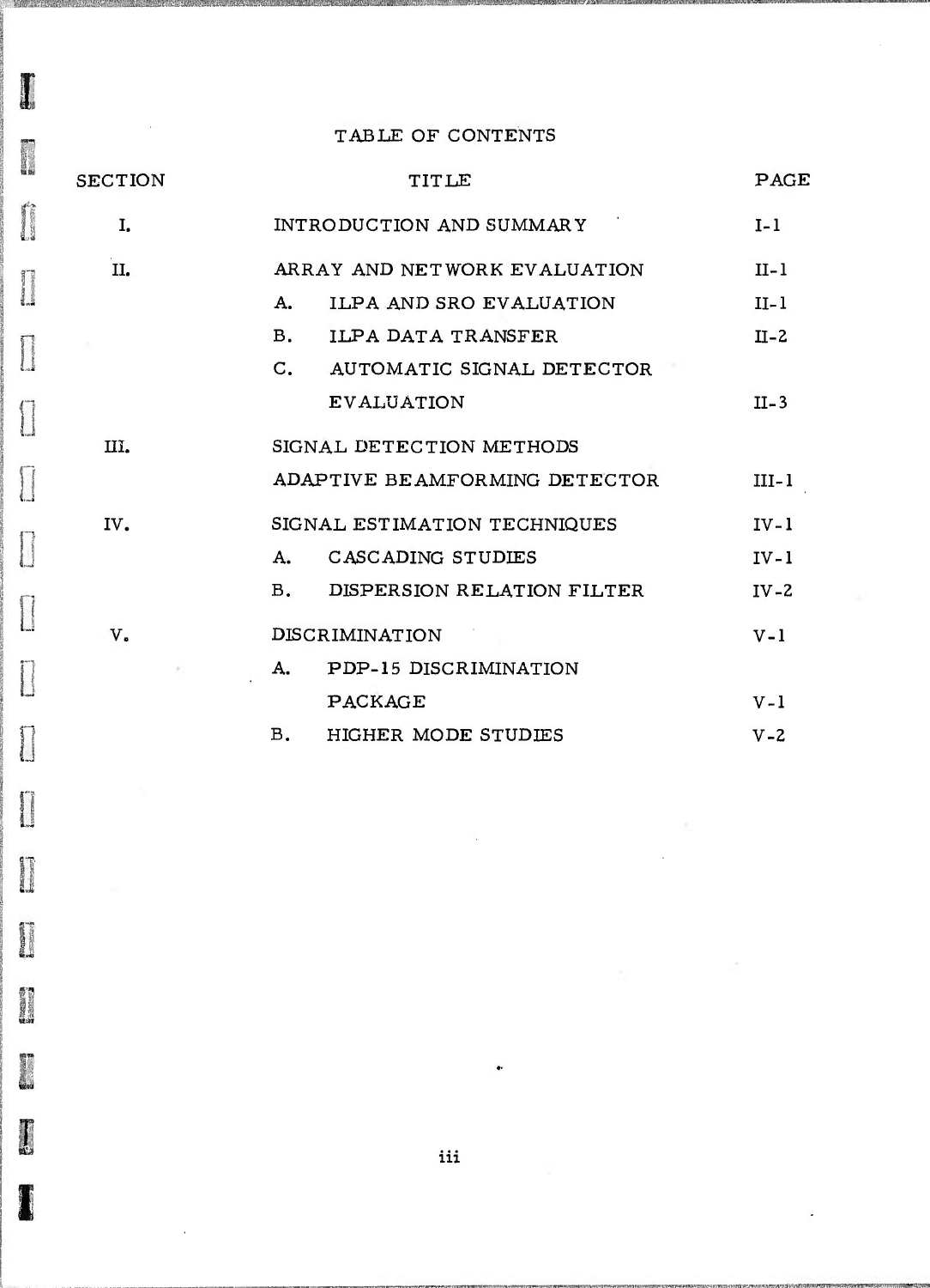# TABLE OF CONTENTS

| SECTION | TITLE | PAGE |
|---|---|---|
| I. | INTRODUCTION AND SUMMARY | I-1 |
| II. | ARRAY AND NETWORK EVALUATION | II-1 |
| | A. ILPA AND SRO EVALUATION | II-1 |
| | B. ILPA DATA TRANSFER | II-2 |
| | C. AUTOMATIC SIGNAL DETECTOR EVALUATION | II-3 |
| III. | SIGNAL DETECTION METHODS ADAPTIVE BEAMFORMING DETECTOR | III-1 |
| IV. | SIGNAL ESTIMATION TECHNIQUES | IV-1 |
| | A. CASCADING STUDIES | IV-1 |
| | B. DISPERSION RELATION FILTER | IV-2 |
| V. | DISCRIMINATION | V-1 |
| | A. PDP-15 DISCRIMINATION PACKAGE | V-1 |
| | B. HIGHER MODE STUDIES | V-2 |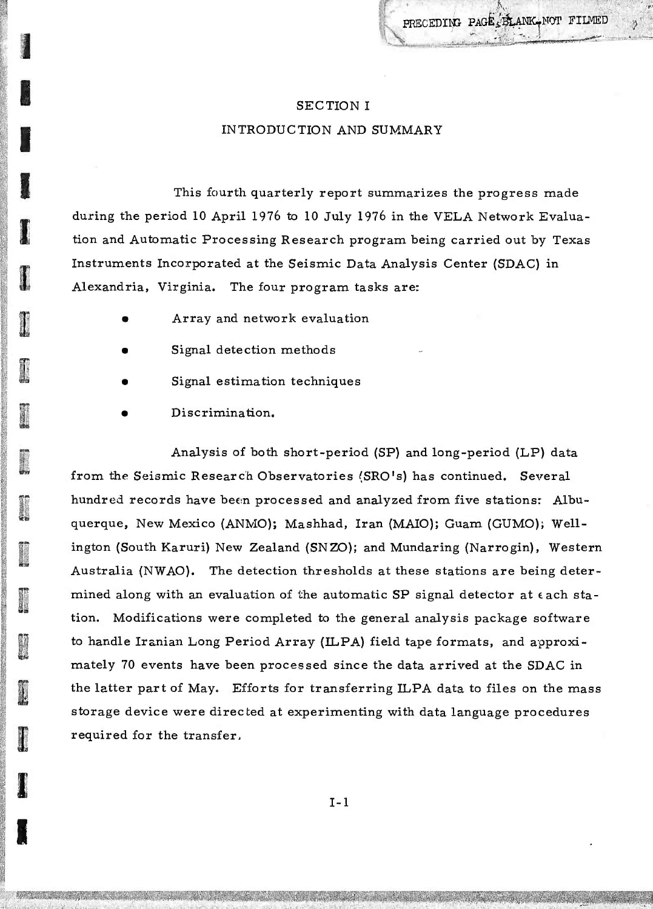# SECTION I

## INTRODUCTION AND SUMMARY

This fourth quarterly report summarizes the progress made during the period 10 April 1976 to 10 July 1976 in the VELA Network Evaluation and Automatic Processing Research program being carried out by Texas Instruments Incorporated at the Seismic Data Analysis Center (SDAC) in Alexandria, Virginia. The four program tasks are:

- Array and network evaluation
- Signal detection methods
- Signal estimation techniques
- Discrimination.

Analysis of both short-period (SP) and long-period (LP) data from the Seismic Research Observatories (SRO's) has continued. Several hundred records have been processed and analyzed from five stations: Albuquerque, New Mexico (ANMO); Mashhad, Iran (MAIO); Guam (GUMO); Wellington (South Karuri) New Zealand (SNZO); and Mundaring (Narrogin), Western Australia (NWAO). The detection thresholds at these stations are being determined along with an evaluation of the automatic SP signal detector at each station. Modifications were completed to the general analysis package software to handle Iranian Long Period Array (ILPA) field tape formats, and approximately 70 events have been processed since the data arrived at the SDAC in the latter part of May. Efforts for transferring ILPA data to files on the mass storage device were directed at experimenting with data language procedures required for the transfer.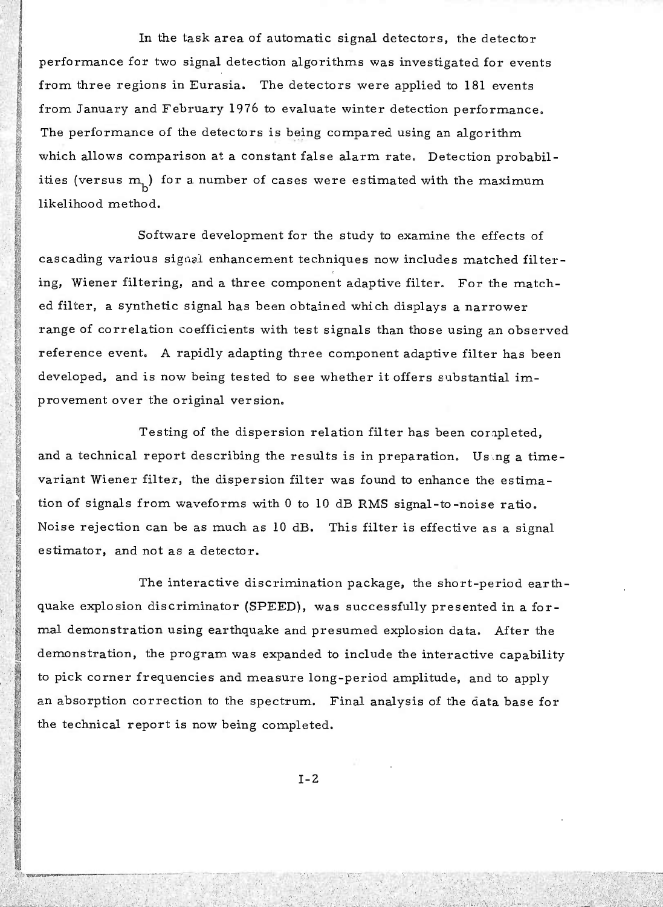In the task area of automatic signal detectors, the detector performance for two signal detection algorithms was investigated for events from three regions in Eurasia. The detectors were applied to 181 events from January and February 1976 to evaluate winter detection performance. The performance of the detectors is being compared using an algorithm which allows comparison at a constant false alarm rate. Detection probabilities (versus $m_b$) for a number of cases were estimated with the maximum likelihood method.

Software development for the study to examine the effects of cascading various signal enhancement techniques now includes matched filtering, Wiener filtering, and a three component adaptive filter. For the matched filter, a synthetic signal has been obtained which displays a narrower range of correlation coefficients with test signals than those using an observed reference event. A rapidly adapting three component adaptive filter has been developed, and is now being tested to see whether it offers substantial improvement over the original version.

Testing of the dispersion relation filter has been completed, and a technical report describing the results is in preparation. Using a time-variant Wiener filter, the dispersion filter was found to enhance the estimation of signals from waveforms with 0 to 10 dB RMS signal-to-noise ratio. Noise rejection can be as much as 10 dB. This filter is effective as a signal estimator, and not as a detector.

The interactive discrimination package, the short-period earthquake explosion discriminator (SPEED), was successfully presented in a formal demonstration using earthquake and presumed explosion data. After the demonstration, the program was expanded to include the interactive capability to pick corner frequencies and measure long-period amplitude, and to apply an absorption correction to the spectrum. Final analysis of the data base for the technical report is now being completed.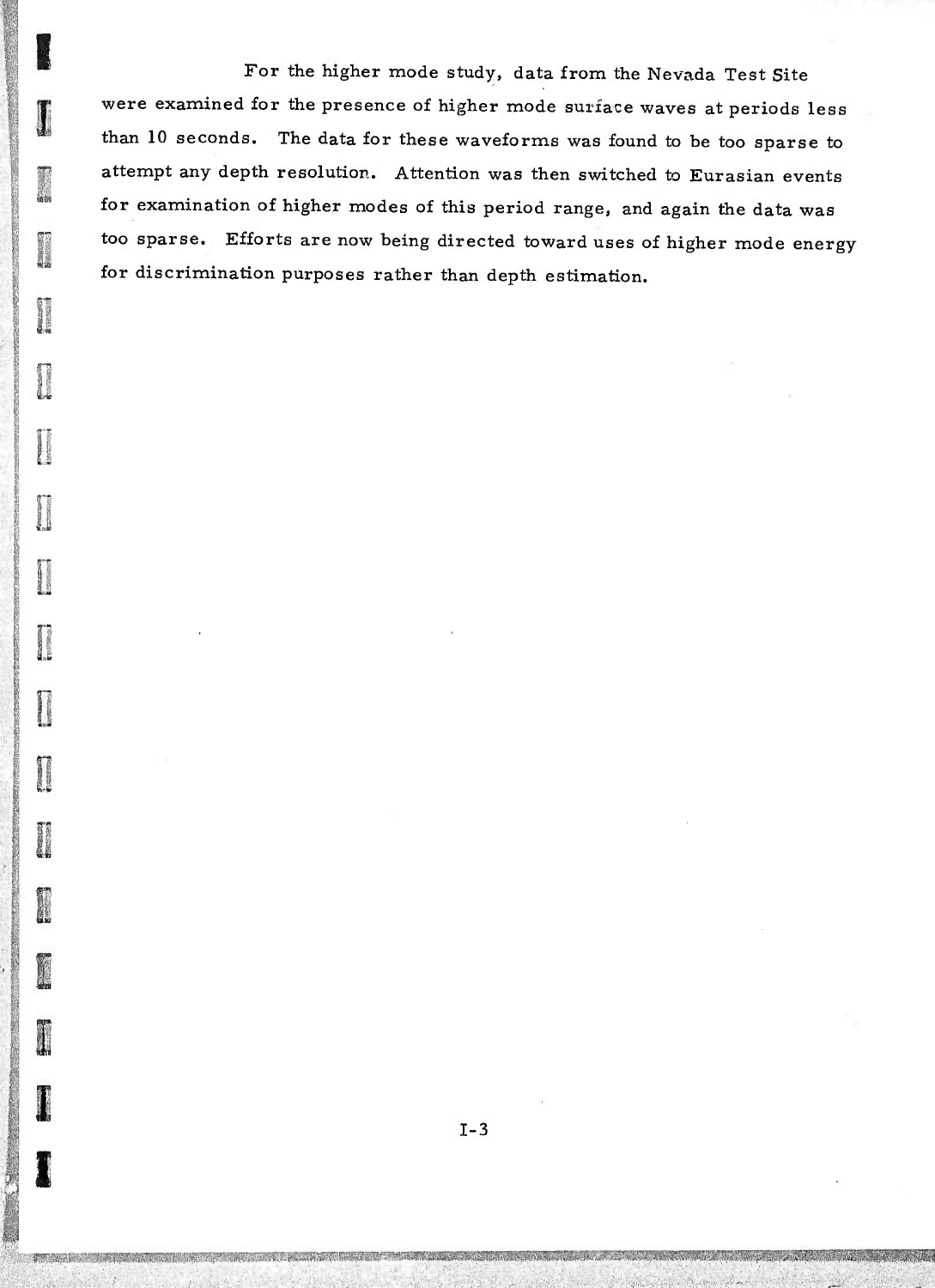For the higher mode study, data from the Nevada Test Site were examined for the presence of higher mode surface waves at periods less than 10 seconds. The data for these waveforms was found to be too sparse to attempt any depth resolution. Attention was then switched to Eurasian events for examination of higher modes of this period range, and again the data was too sparse. Efforts are now being directed toward uses of higher mode energy for discrimination purposes rather than depth estimation.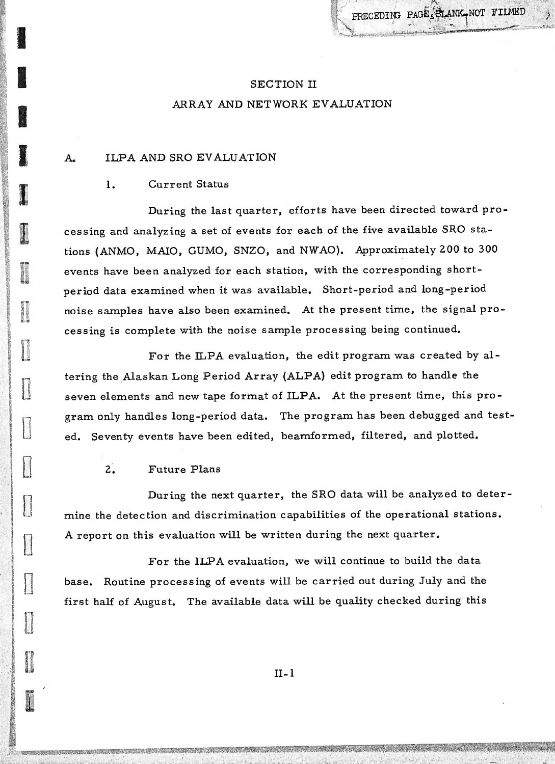# SECTION II

# ARRAY AND NETWORK EVALUATION

## A. ILPA AND SRO EVALUATION

### 1. Current Status

During the last quarter, efforts have been directed toward processing and analyzing a set of events for each of the five available SRO stations (ANMO, MAIO, GUMO, SNZO, and NWAO). Approximately 200 to 300 events have been analyzed for each station, with the corresponding short-period data examined when it was available. Short-period and long-period noise samples have also been examined. At the present time, the signal processing is complete with the noise sample processing being continued.

For the ILPA evaluation, the edit program was created by altering the Alaskan Long Period Array (ALPA) edit program to handle the seven elements and new tape format of ILPA. At the present time, this program only handles long-period data. The program has been debugged and tested. Seventy events have been edited, beamformed, filtered, and plotted.

### 2. Future Plans

During the next quarter, the SRO data will be analyzed to determine the detection and discrimination capabilities of the operational stations. A report on this evaluation will be written during the next quarter.

For the ILPA evaluation, we will continue to build the data base. Routine processing of events will be carried out during July and the first half of August. The available data will be quality checked during this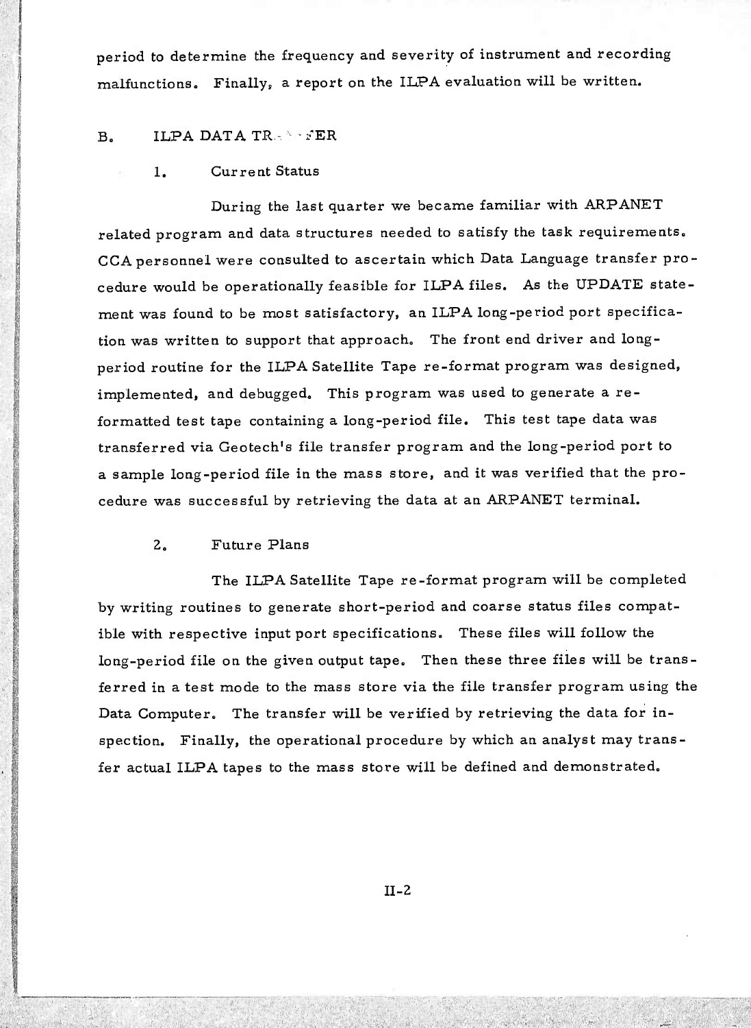period to determine the frequency and severity of instrument and recording malfunctions. Finally, a report on the ILPA evaluation will be written.

## B. ILPA DATA TRANSFER

### 1. Current Status

During the last quarter we became familiar with ARPANET related program and data structures needed to satisfy the task requirements. CCA personnel were consulted to ascertain which Data Language transfer procedure would be operationally feasible for ILPA files. As the UPDATE statement was found to be most satisfactory, an ILPA long-period port specification was written to support that approach. The front end driver and long-period routine for the ILPA Satellite Tape re-format program was designed, implemented, and debugged. This program was used to generate a re-formatted test tape containing a long-period file. This test tape data was transferred via Geotech's file transfer program and the long-period port to a sample long-period file in the mass store, and it was verified that the procedure was successful by retrieving the data at an ARPANET terminal.

### 2. Future Plans

The ILPA Satellite Tape re-format program will be completed by writing routines to generate short-period and coarse status files compatible with respective input port specifications. These files will follow the long-period file on the given output tape. Then these three files will be transferred in a test mode to the mass store via the file transfer program using the Data Computer. The transfer will be verified by retrieving the data for inspection. Finally, the operational procedure by which an analyst may transfer actual ILPA tapes to the mass store will be defined and demonstrated.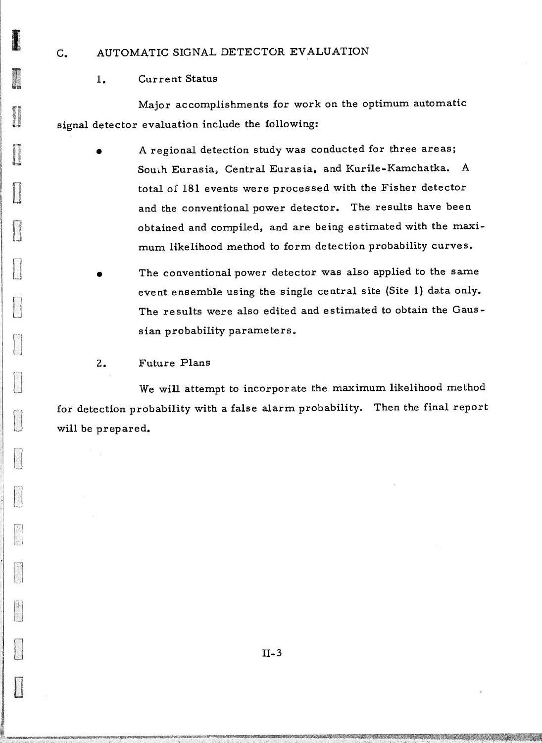## C. AUTOMATIC SIGNAL DETECTOR EVALUATION

### 1. Current Status

Major accomplishments for work on the optimum automatic signal detector evaluation include the following:

- A regional detection study was conducted for three areas; South Eurasia, Central Eurasia, and Kurile-Kamchatka. A total of 181 events were processed with the Fisher detector and the conventional power detector. The results have been obtained and compiled, and are being estimated with the maximum likelihood method to form detection probability curves.
- The conventional power detector was also applied to the same event ensemble using the single central site (Site 1) data only. The results were also edited and estimated to obtain the Gaussian probability parameters.

### 2. Future Plans

We will attempt to incorporate the maximum likelihood method for detection probability with a false alarm probability. Then the final report will be prepared.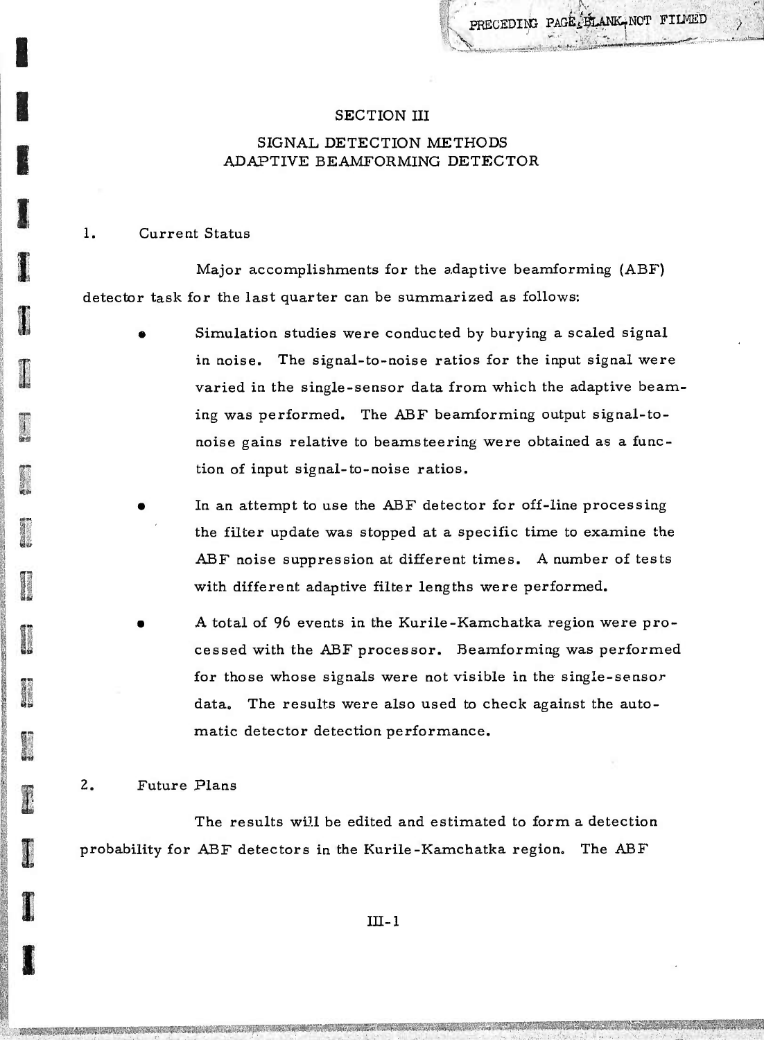# SECTION III

## SIGNAL DETECTION METHODS
## ADAPTIVE BEAMFORMING DETECTOR

### 1. Current Status

Major accomplishments for the adaptive beamforming (ABF) detector task for the last quarter can be summarized as follows:

- Simulation studies were conducted by burying a scaled signal in noise. The signal-to-noise ratios for the input signal were varied in the single-sensor data from which the adaptive beaming was performed. The ABF beamforming output signal-to-noise gains relative to beamsteering were obtained as a function of input signal-to-noise ratios.
- In an attempt to use the ABF detector for off-line processing the filter update was stopped at a specific time to examine the ABF noise suppression at different times. A number of tests with different adaptive filter lengths were performed.
- A total of 96 events in the Kurile-Kamchatka region were processed with the ABF processor. Beamforming was performed for those whose signals were not visible in the single-sensor data. The results were also used to check against the automatic detector detection performance.

### 2. Future Plans

The results will be edited and estimated to form a detection probability for ABF detectors in the Kurile-Kamchatka region. The ABF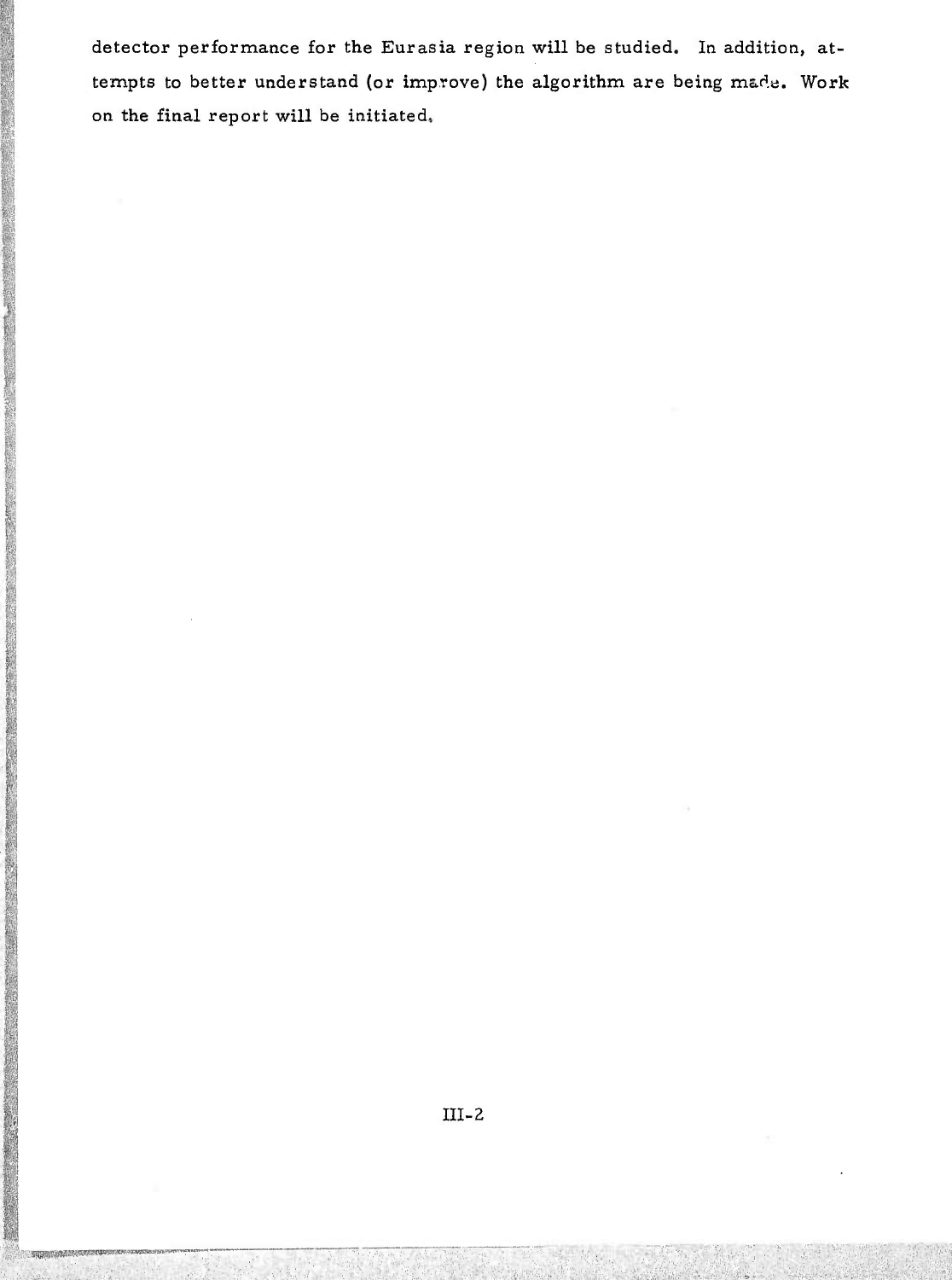detector performance for the Eurasia region will be studied. In addition, attempts to better understand (or improve) the algorithm are being made. Work on the final report will be initiated.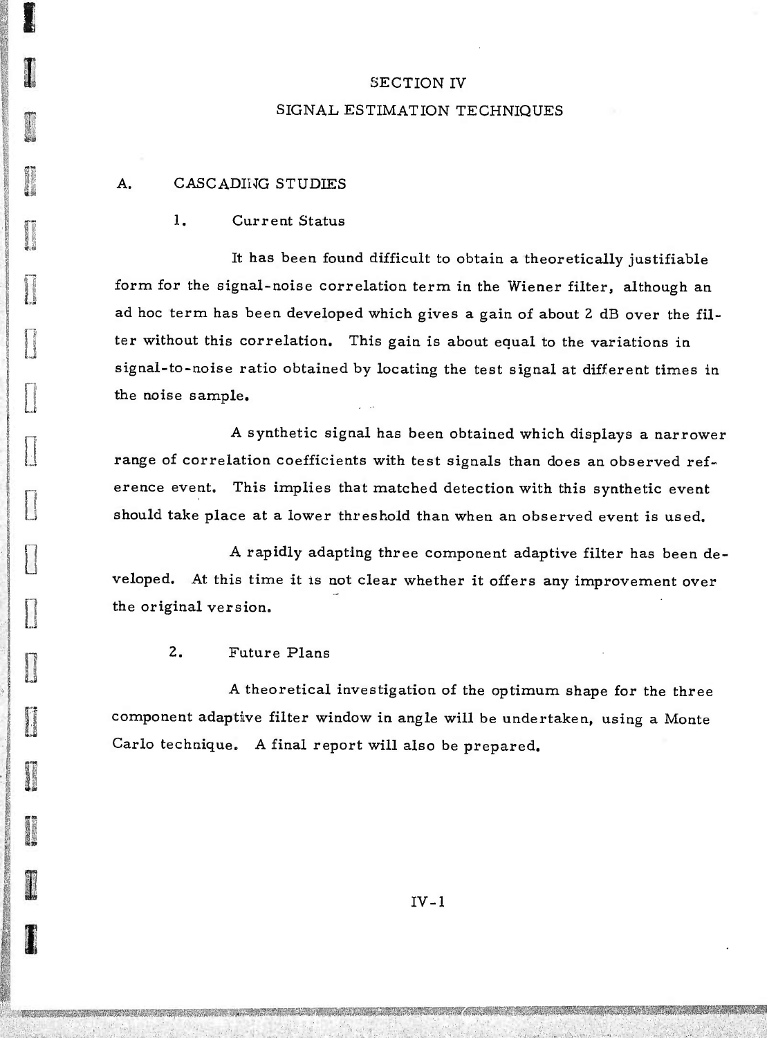# SECTION IV

# SIGNAL ESTIMATION TECHNIQUES

## A. CASCADING STUDIES

### 1. Current Status

It has been found difficult to obtain a theoretically justifiable form for the signal-noise correlation term in the Wiener filter, although an ad hoc term has been developed which gives a gain of about 2 dB over the filter without this correlation. This gain is about equal to the variations in signal-to-noise ratio obtained by locating the test signal at different times in the noise sample.

A synthetic signal has been obtained which displays a narrower range of correlation coefficients with test signals than does an observed reference event. This implies that matched detection with this synthetic event should take place at a lower threshold than when an observed event is used.

A rapidly adapting three component adaptive filter has been developed. At this time it is not clear whether it offers any improvement over the original version.

### 2. Future Plans

A theoretical investigation of the optimum shape for the three component adaptive filter window in angle will be undertaken, using a Monte Carlo technique. A final report will also be prepared.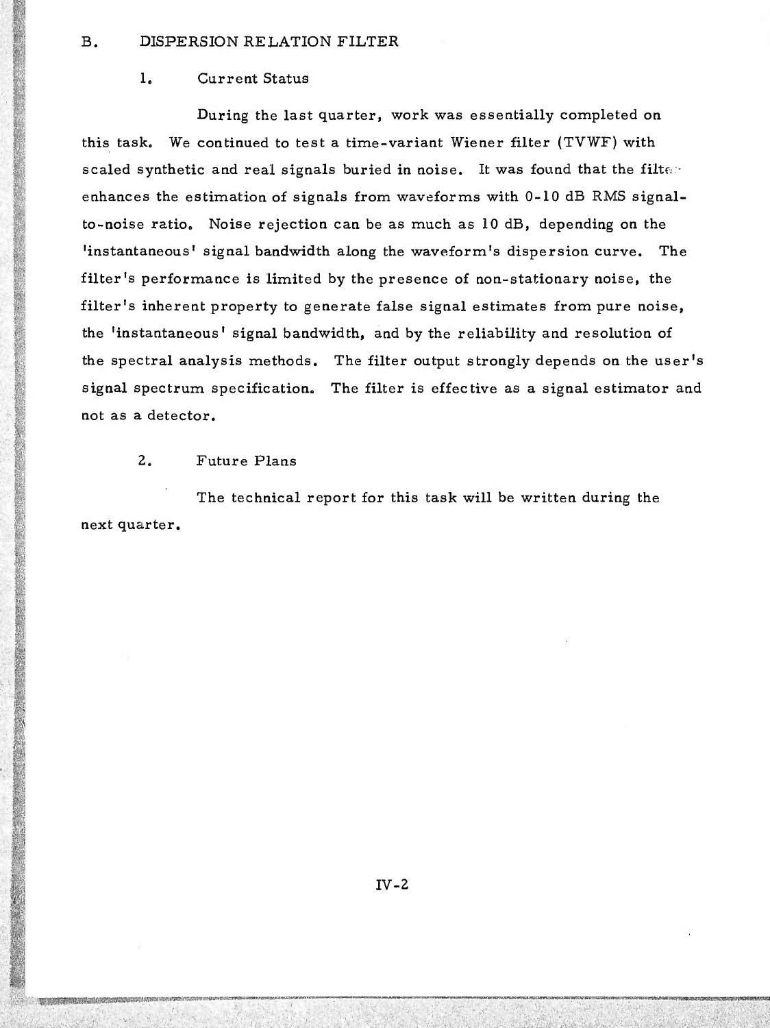## B. DISPERSION RELATION FILTER

### 1. Current Status

During the last quarter, work was essentially completed on this task. We continued to test a time-variant Wiener filter (TVWF) with scaled synthetic and real signals buried in noise. It was found that the filter enhances the estimation of signals from waveforms with 0-10 dB RMS signal-to-noise ratio. Noise rejection can be as much as 10 dB, depending on the 'instantaneous' signal bandwidth along the waveform's dispersion curve. The filter's performance is limited by the presence of non-stationary noise, the filter's inherent property to generate false signal estimates from pure noise, the 'instantaneous' signal bandwidth, and by the reliability and resolution of the spectral analysis methods. The filter output strongly depends on the user's signal spectrum specification. The filter is effective as a signal estimator and not as a detector.

### 2. Future Plans

The technical report for this task will be written during the next quarter.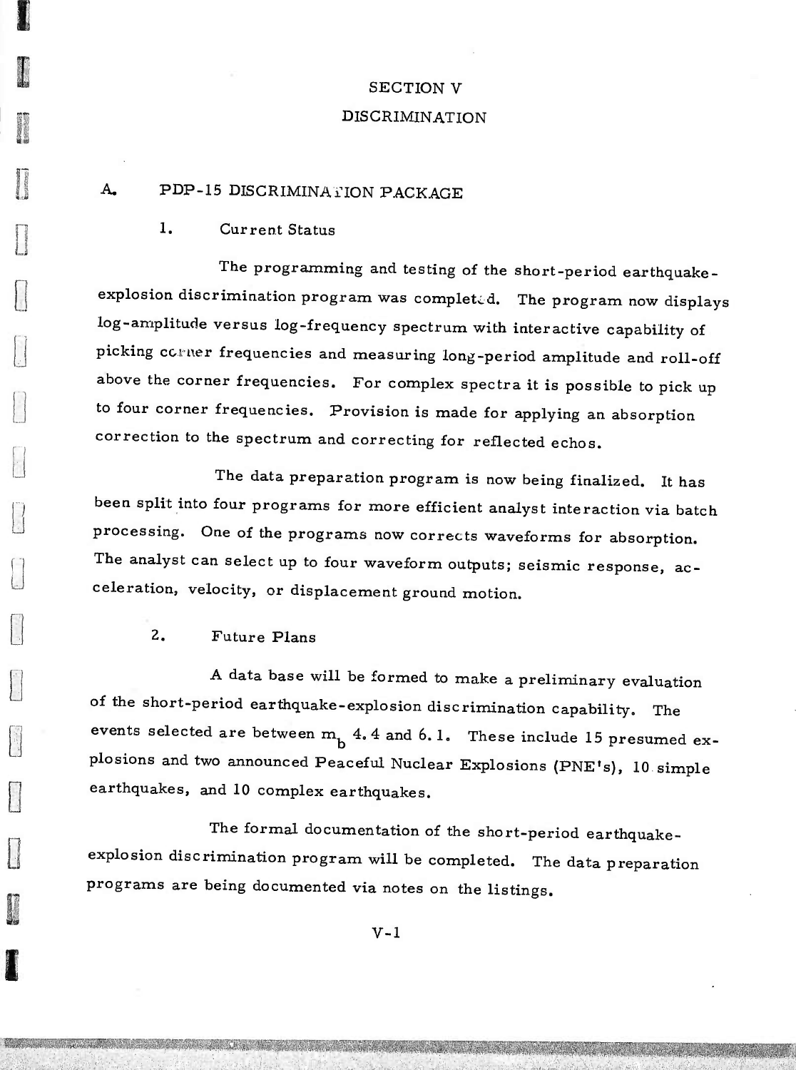# SECTION V
# DISCRIMINATION

## A. PDP-15 DISCRIMINATION PACKAGE

### 1. Current Status

The programming and testing of the short-period earthquake-explosion discrimination program was completed. The program now displays log-amplitude versus log-frequency spectrum with interactive capability of picking corner frequencies and measuring long-period amplitude and roll-off above the corner frequencies. For complex spectra it is possible to pick up to four corner frequencies. Provision is made for applying an absorption correction to the spectrum and correcting for reflected echos.

The data preparation program is now being finalized. It has been split into four programs for more efficient analyst interaction via batch processing. One of the programs now corrects waveforms for absorption. The analyst can select up to four waveform outputs; seismic response, acceleration, velocity, or displacement ground motion.

### 2. Future Plans

A data base will be formed to make a preliminary evaluation of the short-period earthquake-explosion discrimination capability. The events selected are between $m_b$ 4.4 and 6.1. These include 15 presumed explosions and two announced Peaceful Nuclear Explosions (PNE's), 10 simple earthquakes, and 10 complex earthquakes.

The formal documentation of the short-period earthquake-explosion discrimination program will be completed. The data preparation programs are being documented via notes on the listings.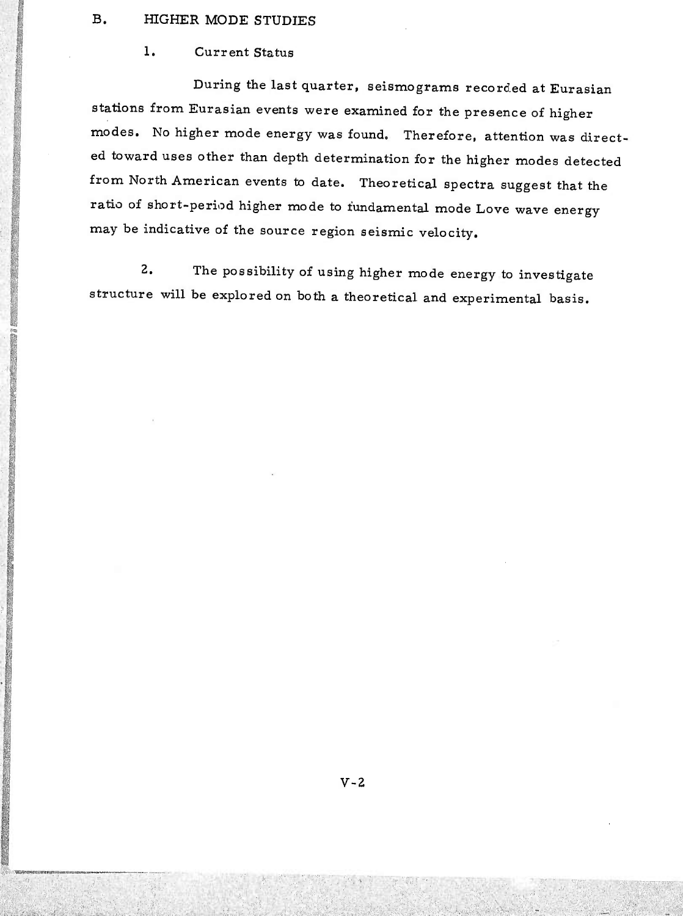## B. HIGHER MODE STUDIES

### 1. Current Status

During the last quarter, seismograms recorded at Eurasian stations from Eurasian events were examined for the presence of higher modes. No higher mode energy was found. Therefore, attention was directed toward uses other than depth determination for the higher modes detected from North American events to date. Theoretical spectra suggest that the ratio of short-period higher mode to fundamental mode Love wave energy may be indicative of the source region seismic velocity.

2. The possibility of using higher mode energy to investigate structure will be explored on both a theoretical and experimental basis.